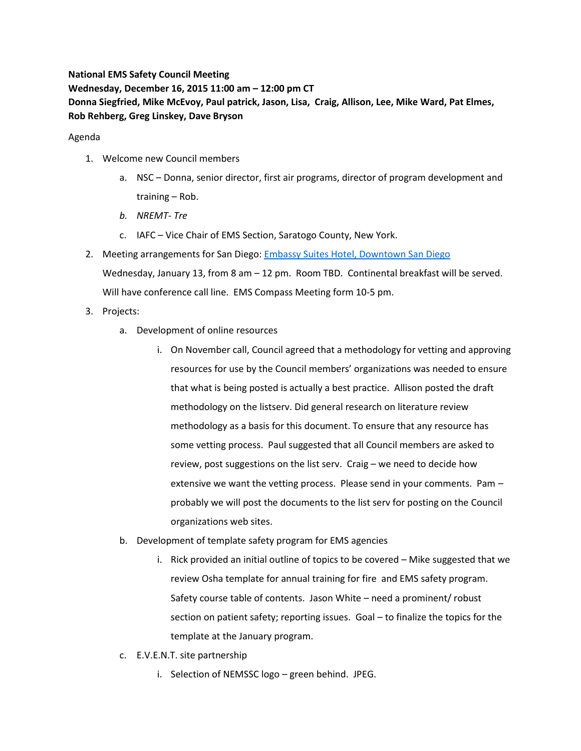**National EMS Safety Council Meeting**
**Wednesday, December 16, 2015 11:00 am – 12:00 pm CT**
**Donna Siegfried, Mike McEvoy, Paul patrick, Jason, Lisa, Craig, Allison, Lee, Mike Ward, Pat Elmes, Rob Rehberg, Greg Linskey, Dave Bryson**

Agenda

1. Welcome new Council members
   a. NSC – Donna, senior director, first air programs, director of program development and training – Rob.
   b. *NREMT- Tre*
   c. IAFC – Vice Chair of EMS Section, Saratoga County, New York.
2. Meeting arrangements for San Diego: [Embassy Suites Hotel, Downtown San Diego](Embassy Suites Hotel, Downtown San Diego)
   Wednesday, January 13, from 8 am – 12 pm. Room TBD. Continental breakfast will be served. Will have conference call line. EMS Compass Meeting form 10-5 pm.
3. Projects:
   a. Development of online resources
      i. On November call, Council agreed that a methodology for vetting and approving resources for use by the Council members' organizations was needed to ensure that what is being posted is actually a best practice. Allison posted the draft methodology on the listserv. Did general research on literature review methodology as a basis for this document. To ensure that any resource has some vetting process. Paul suggested that all Council members are asked to review, post suggestions on the list serv. Craig – we need to decide how extensive we want the vetting process. Please send in your comments. Pam – probably we will post the documents to the list serv for posting on the Council organizations web sites.
   b. Development of template safety program for EMS agencies
      i. Rick provided an initial outline of topics to be covered – Mike suggested that we review Osha template for annual training for fire and EMS safety program. Safety course table of contents. Jason White – need a prominent/ robust section on patient safety; reporting issues. Goal – to finalize the topics for the template at the January program.
   c. E.V.E.N.T. site partnership
      i. Selection of NEMSSC logo – green behind. JPEG.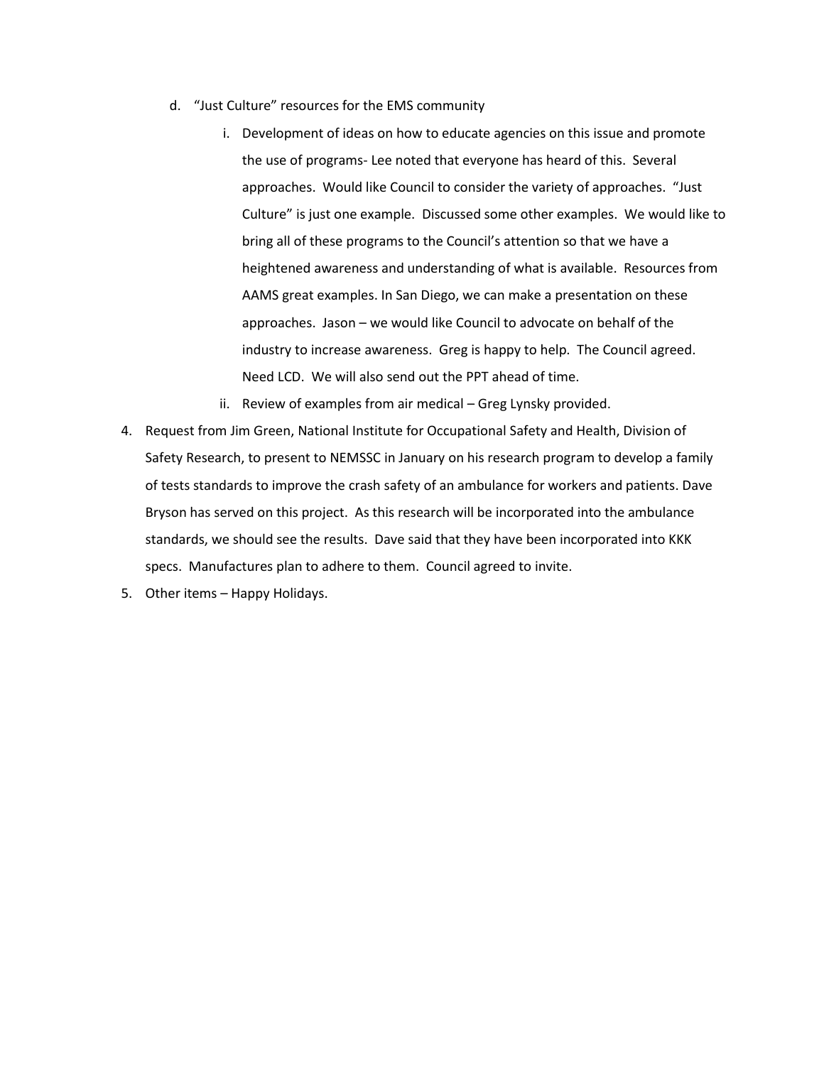d. "Just Culture" resources for the EMS community

   i. Development of ideas on how to educate agencies on this issue and promote the use of programs- Lee noted that everyone has heard of this. Several approaches. Would like Council to consider the variety of approaches. "Just Culture" is just one example. Discussed some other examples. We would like to bring all of these programs to the Council's attention so that we have a heightened awareness and understanding of what is available. Resources from AAMS great examples. In San Diego, we can make a presentation on these approaches. Jason – we would like Council to advocate on behalf of the industry to increase awareness. Greg is happy to help. The Council agreed. Need LCD. We will also send out the PPT ahead of time.

   ii. Review of examples from air medical – Greg Lynsky provided.

4. Request from Jim Green, National Institute for Occupational Safety and Health, Division of Safety Research, to present to NEMSSC in January on his research program to develop a family of tests standards to improve the crash safety of an ambulance for workers and patients. Dave Bryson has served on this project. As this research will be incorporated into the ambulance standards, we should see the results. Dave said that they have been incorporated into KKK specs. Manufactures plan to adhere to them. Council agreed to invite.

5. Other items – Happy Holidays.